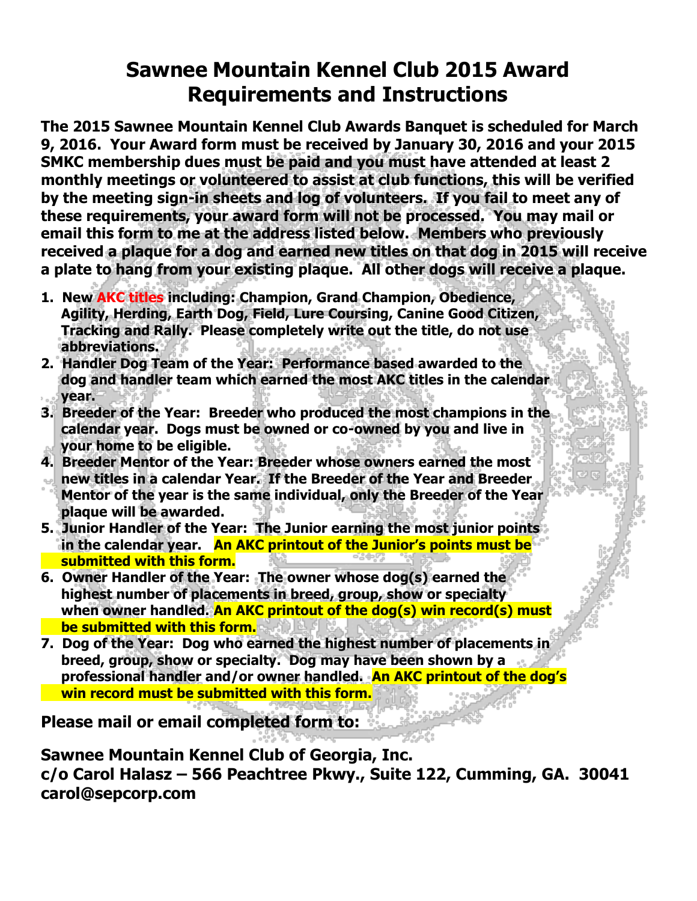# Sawnee Mountain Kennel Club 2015 Award Requirements and Instructions

**The 2015 Sawnee Mountain Kennel Club Awards Banquet is scheduled for March 9, 2016. Your Award form must be received by January 30, 2016 and your 2015 SMKC membership dues must be paid and you must have attended at least 2 monthly meetings or volunteered to assist at club functions, this will be verified by the meeting sign-in sheets and log of volunteers. If you fail to meet any of these requirements, your award form will not be processed. You may mail or email this form to me at the address listed below. Members who previously received a plaque for a dog and earned new titles on that dog in 2015 will receive a plate to hang from your existing plaque. All other dogs will receive a plaque.**

1. **New AKC titles including: Champion, Grand Champion, Obedience, Agility, Herding, Earth Dog, Field, Lure Coursing, Canine Good Citizen, Tracking and Rally. Please completely write out the title, do not use abbreviations.**
2. **Handler Dog Team of the Year: Performance based awarded to the dog and handler team which earned the most AKC titles in the calendar year.**
3. **Breeder of the Year: Breeder who produced the most champions in the calendar year. Dogs must be owned or co-owned by you and live in your home to be eligible.**
4. **Breeder Mentor of the Year: Breeder whose owners earned the most new titles in a calendar Year. If the Breeder of the Year and Breeder Mentor of the year is the same individual, only the Breeder of the Year plaque will be awarded.**
5. **Junior Handler of the Year: The Junior earning the most junior points in the calendar year. An AKC printout of the Junior's points must be submitted with this form.**
6. **Owner Handler of the Year: The owner whose dog(s) earned the highest number of placements in breed, group, show or specialty when owner handled. An AKC printout of the dog(s) win record(s) must be submitted with this form.**
7. **Dog of the Year: Dog who earned the highest number of placements in breed, group, show or specialty. Dog may have been shown by a professional handler and/or owner handled. An AKC printout of the dog's win record must be submitted with this form.**

**Please mail or email completed form to:**

**Sawnee Mountain Kennel Club of Georgia, Inc.**
**c/o Carol Halasz – 566 Peachtree Pkwy., Suite 122, Cumming, GA. 30041**
**carol@sepcorp.com**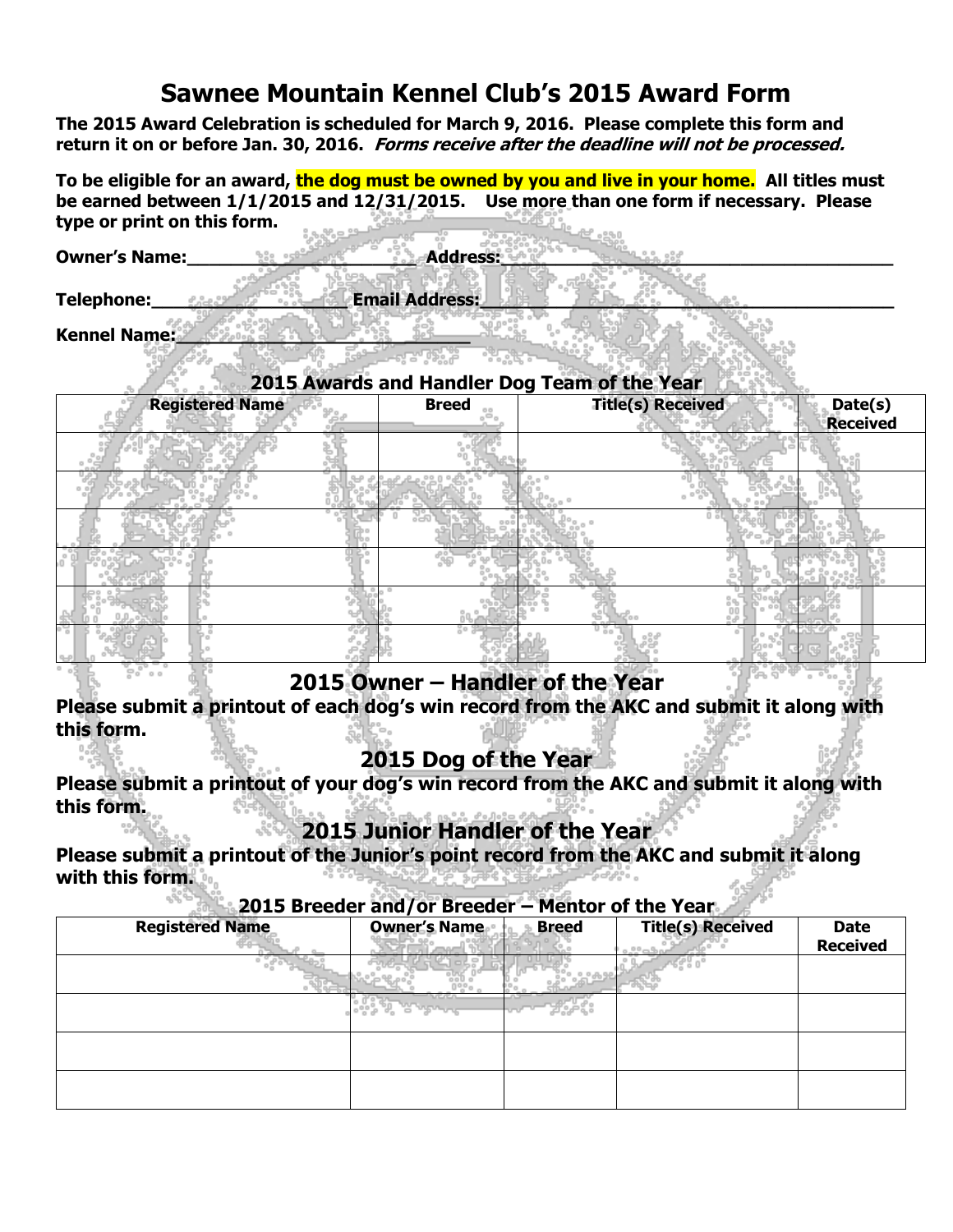# Sawnee Mountain Kennel Club's 2015 Award Form

**The 2015 Award Celebration is scheduled for March 9, 2016. Please complete this form and return it on or before Jan. 30, 2016.** ***Forms receive after the deadline will not be processed.***

**To be eligible for an award, the dog must be owned by you and live in your home. All titles must be earned between 1/1/2015 and 12/31/2015. Use more than one form if necessary. Please type or print on this form.**

**Owner's Name:_______________________ Address:_______________________________________**

**Telephone:____________________ Email Address:________________________________________**

**Kennel Name:________________________________**

### 2015 Awards and Handler Dog Team of the Year

| Registered Name | Breed | Title(s) Received | Date(s) Received |
|---|---|---|---|
| | | | |
| | | | |
| | | | |
| | | | |
| | | | |
| | | | |

## 2015 Owner – Handler of the Year

**Please submit a printout of each dog's win record from the AKC and submit it along with this form.**

## 2015 Dog of the Year

**Please submit a printout of your dog's win record from the AKC and submit it along with this form.**

## 2015 Junior Handler of the Year

**Please submit a printout of the Junior's point record from the AKC and submit it along with this form.**

### 2015 Breeder and/or Breeder – Mentor of the Year

| Registered Name | Owner's Name | Breed | Title(s) Received | Date Received |
|---|---|---|---|---|
| | | | | |
| | | | | |
| | | | | |
| | | | | |